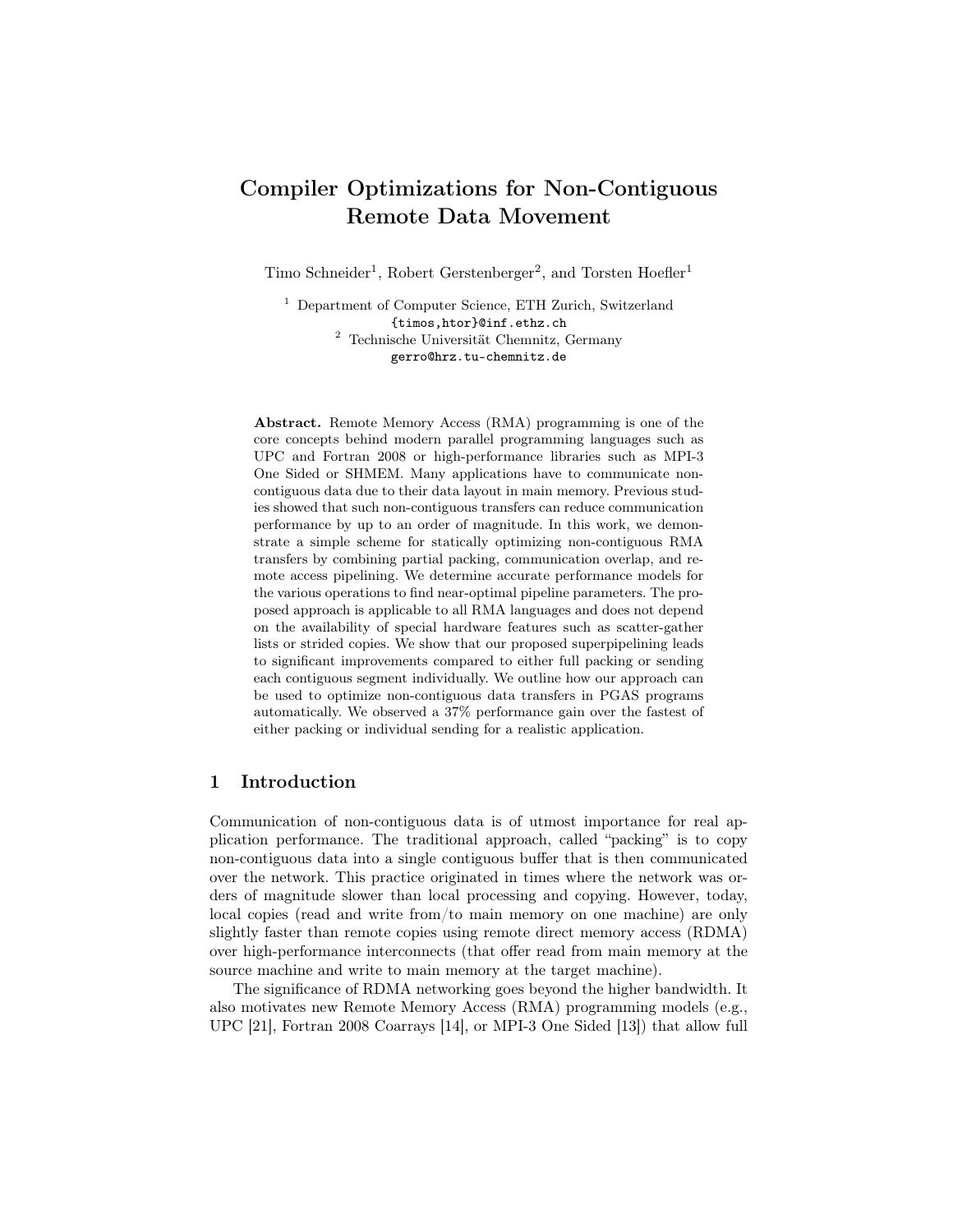# Compiler Optimizations for Non-Contiguous Remote Data Movement

Timo Schneider[1], Robert Gerstenberger[2], and Torsten Hoefler[1]

[1] Department of Computer Science, ETH Zurich, Switzerland
{timos,htor}@inf.ethz.ch

[2] Technische Universität Chemnitz, Germany
gerro@hrz.tu-chemnitz.de

**Abstract.** Remote Memory Access (RMA) programming is one of the core concepts behind modern parallel programming languages such as UPC and Fortran 2008 or high-performance libraries such as MPI-3 One Sided or SHMEM. Many applications have to communicate non-contiguous data due to their data layout in main memory. Previous studies showed that such non-contiguous transfers can reduce communication performance by up to an order of magnitude. In this work, we demonstrate a simple scheme for statically optimizing non-contiguous RMA transfers by combining partial packing, communication overlap, and remote access pipelining. We determine accurate performance models for the various operations to find near-optimal pipeline parameters. The proposed approach is applicable to all RMA languages and does not depend on the availability of special hardware features such as scatter-gather lists or strided copies. We show that our proposed superpipelining leads to significant improvements compared to either full packing or sending each contiguous segment individually. We outline how our approach can be used to optimize non-contiguous data transfers in PGAS programs automatically. We observed a 37% performance gain over the fastest of either packing or individual sending for a realistic application.

## 1 Introduction

Communication of non-contiguous data is of utmost importance for real application performance. The traditional approach, called "packing" is to copy non-contiguous data into a single contiguous buffer that is then communicated over the network. This practice originated in times where the network was orders of magnitude slower than local processing and copying. However, today, local copies (read and write from/to main memory on one machine) are only slightly faster than remote copies using remote direct memory access (RDMA) over high-performance interconnects (that offer read from main memory at the source machine and write to main memory at the target machine).

The significance of RDMA networking goes beyond the higher bandwidth. It also motivates new Remote Memory Access (RMA) programming models (e.g., UPC [21], Fortran 2008 Coarrays [14], or MPI-3 One Sided [13]) that allow full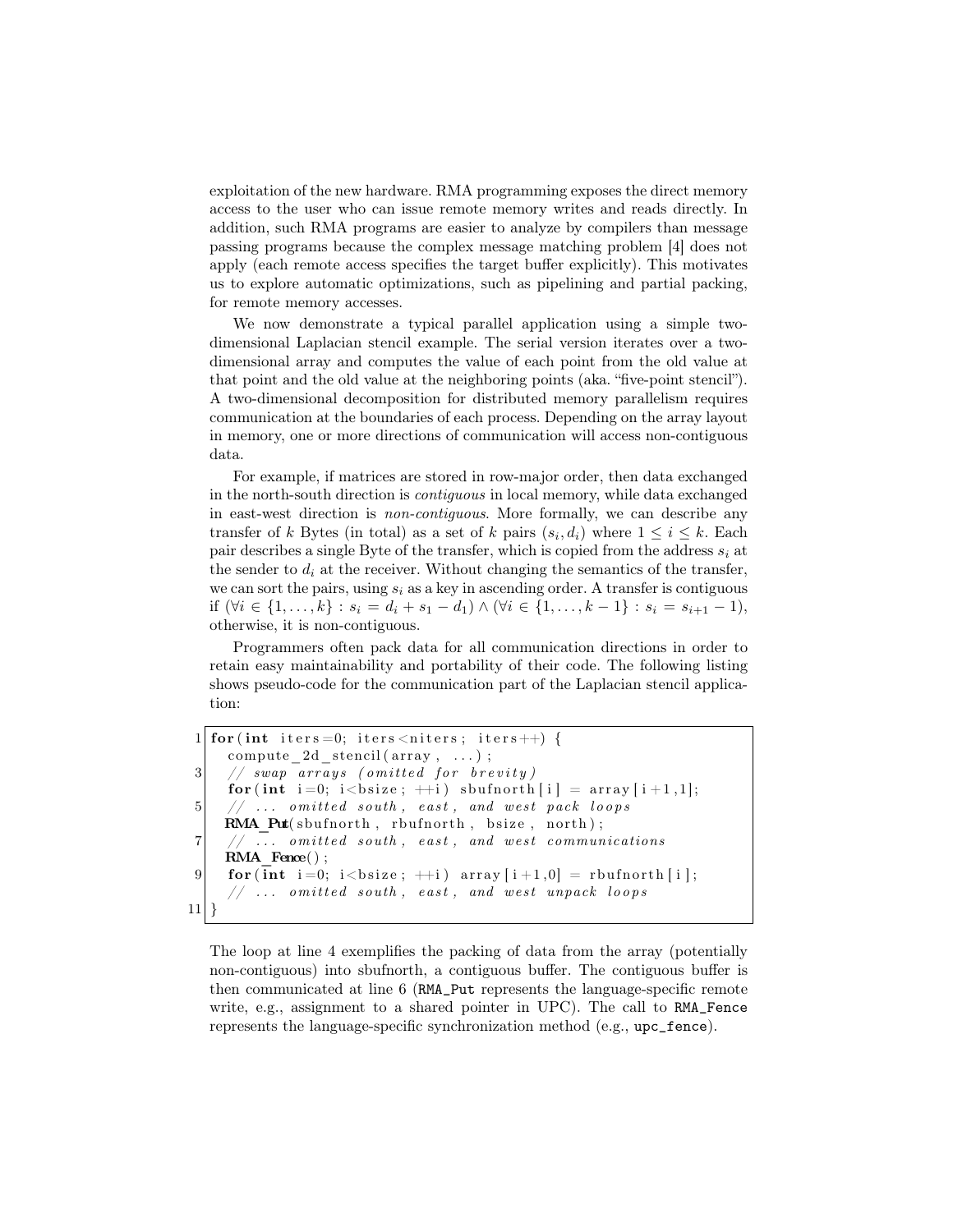exploitation of the new hardware. RMA programming exposes the direct memory access to the user who can issue remote memory writes and reads directly. In addition, such RMA programs are easier to analyze by compilers than message passing programs because the complex message matching problem [4] does not apply (each remote access specifies the target buffer explicitly). This motivates us to explore automatic optimizations, such as pipelining and partial packing, for remote memory accesses.

We now demonstrate a typical parallel application using a simple two-dimensional Laplacian stencil example. The serial version iterates over a two-dimensional array and computes the value of each point from the old value at that point and the old value at the neighboring points (aka. "five-point stencil"). A two-dimensional decomposition for distributed memory parallelism requires communication at the boundaries of each process. Depending on the array layout in memory, one or more directions of communication will access non-contiguous data.

For example, if matrices are stored in row-major order, then data exchanged in the north-south direction is *contiguous* in local memory, while data exchanged in east-west direction is *non-contiguous*. More formally, we can describe any transfer of $k$ Bytes (in total) as a set of $k$ pairs $(s_i, d_i)$ where $1 \leq i \leq k$. Each pair describes a single Byte of the transfer, which is copied from the address $s_i$ at the sender to $d_i$ at the receiver. Without changing the semantics of the transfer, we can sort the pairs, using $s_i$ as a key in ascending order. A transfer is contiguous if $(\forall i \in \{1, \ldots, k\} : s_i = d_i + s_1 - d_1) \wedge (\forall i \in \{1, \ldots, k-1\} : s_i = s_{i+1} - 1)$, otherwise, it is non-contiguous.

Programmers often pack data for all communication directions in order to retain easy maintainability and portability of their code. The following listing shows pseudo-code for the communication part of the Laplacian stencil application:

```
1  for(int iters=0; iters<niters; iters++) {
     compute_2d_stencil(array, ...);
3    // swap arrays (omitted for brevity)
     for(int i=0; i<bsize; ++i) sbufnorth[i] = array[i+1,1];
5    // ... omitted south, east, and west pack loops
     RMA_Put(sbufnorth, rbufnorth, bsize, north);
7    // ... omitted south, east, and west communications
     RMA_Fence();
9    for(int i=0; i<bsize; ++i) array[i+1,0] = rbufnorth[i];
     // ... omitted south, east, and west unpack loops
11 }
```

The loop at line 4 exemplifies the packing of data from the array (potentially non-contiguous) into sbufnorth, a contiguous buffer. The contiguous buffer is then communicated at line 6 (`RMA_Put` represents the language-specific remote write, e.g., assignment to a shared pointer in UPC). The call to `RMA_Fence` represents the language-specific synchronization method (e.g., `upc_fence`).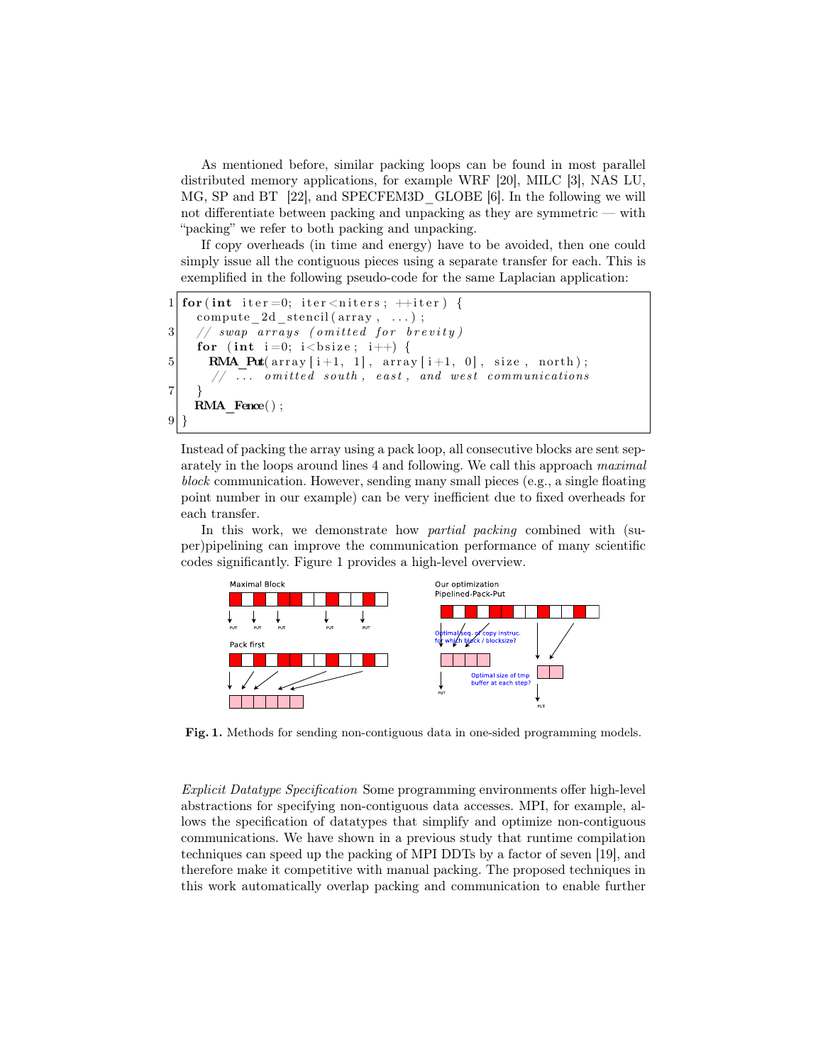As mentioned before, similar packing loops can be found in most parallel distributed memory applications, for example WRF [20], MILC [3], NAS LU, MG, SP and BT [22], and SPECFEM3D_GLOBE [6]. In the following we will not differentiate between packing and unpacking as they are symmetric — with "packing" we refer to both packing and unpacking.

If copy overheads (in time and energy) have to be avoided, then one could simply issue all the contiguous pieces using a separate transfer for each. This is exemplified in the following pseudo-code for the same Laplacian application:

```
for(int iter=0; iter<niters; ++iter) {
  compute_2d_stencil(array, ...);
  // swap arrays (omitted for brevity)
  for (int i=0; i<bsize; i++) {
    RMA_Put(array[i+1, 1], array[i+1, 0], size, north);
    // ... omitted south, east, and west communications
  }
  RMA_Fence();
}
```

Instead of packing the array using a pack loop, all consecutive blocks are sent separately in the loops around lines 4 and following. We call this approach *maximal block* communication. However, sending many small pieces (e.g., a single floating point number in our example) can be very inefficient due to fixed overheads for each transfer.

In this work, we demonstrate how *partial packing* combined with (super)pipelining can improve the communication performance of many scientific codes significantly. Figure 1 provides a high-level overview.

Maximal Block

PUT PUT PUT PUT PUT

Pack first

Our optimization
Pipelined-Pack-Put

Optimal seq. of copy instruc. for which block / blocksize?

Optimal size of tmp buffer at each step?

PUT PUT

**Fig. 1.** Methods for sending non-contiguous data in one-sided programming models.

*Explicit Datatype Specification* Some programming environments offer high-level abstractions for specifying non-contiguous data accesses. MPI, for example, allows the specification of datatypes that simplify and optimize non-contiguous communications. We have shown in a previous study that runtime compilation techniques can speed up the packing of MPI DDTs by a factor of seven [19], and therefore make it competitive with manual packing. The proposed techniques in this work automatically overlap packing and communication to enable further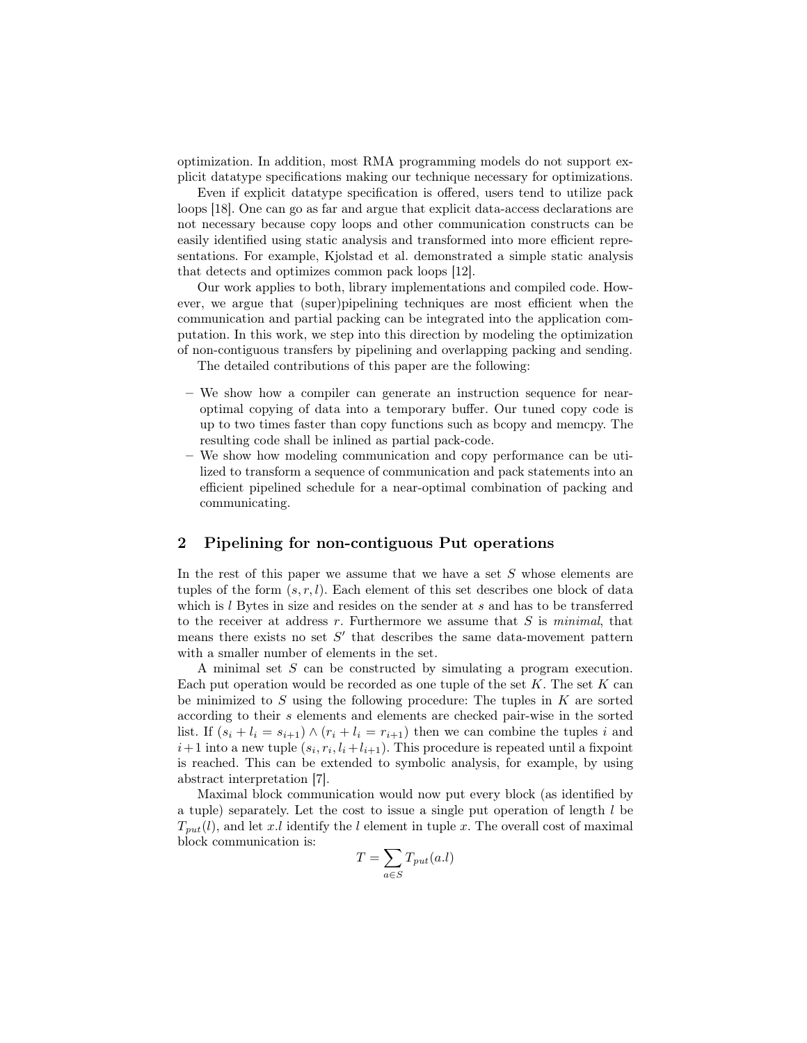optimization. In addition, most RMA programming models do not support explicit datatype specifications making our technique necessary for optimizations.

Even if explicit datatype specification is offered, users tend to utilize pack loops [18]. One can go as far and argue that explicit data-access declarations are not necessary because copy loops and other communication constructs can be easily identified using static analysis and transformed into more efficient representations. For example, Kjolstad et al. demonstrated a simple static analysis that detects and optimizes common pack loops [12].

Our work applies to both, library implementations and compiled code. However, we argue that (super)pipelining techniques are most efficient when the communication and partial packing can be integrated into the application computation. In this work, we step into this direction by modeling the optimization of non-contiguous transfers by pipelining and overlapping packing and sending.

The detailed contributions of this paper are the following:

- We show how a compiler can generate an instruction sequence for near-optimal copying of data into a temporary buffer. Our tuned copy code is up to two times faster than copy functions such as bcopy and memcpy. The resulting code shall be inlined as partial pack-code.
- We show how modeling communication and copy performance can be utilized to transform a sequence of communication and pack statements into an efficient pipelined schedule for a near-optimal combination of packing and communicating.

## 2 Pipelining for non-contiguous Put operations

In the rest of this paper we assume that we have a set $S$ whose elements are tuples of the form $(s, r, l)$. Each element of this set describes one block of data which is $l$ Bytes in size and resides on the sender at $s$ and has to be transferred to the receiver at address $r$. Furthermore we assume that $S$ is *minimal*, that means there exists no set $S'$ that describes the same data-movement pattern with a smaller number of elements in the set.

A minimal set $S$ can be constructed by simulating a program execution. Each put operation would be recorded as one tuple of the set $K$. The set $K$ can be minimized to $S$ using the following procedure: The tuples in $K$ are sorted according to their $s$ elements and elements are checked pair-wise in the sorted list. If $(s_i + l_i = s_{i+1}) \wedge (r_i + l_i = r_{i+1})$ then we can combine the tuples $i$ and $i+1$ into a new tuple $(s_i, r_i, l_i + l_{i+1})$. This procedure is repeated until a fixpoint is reached. This can be extended to symbolic analysis, for example, by using abstract interpretation [7].

Maximal block communication would now put every block (as identified by a tuple) separately. Let the cost to issue a single put operation of length $l$ be $T_{put}(l)$, and let $x.l$ identify the $l$ element in tuple $x$. The overall cost of maximal block communication is:

$$T = \sum_{a \in S} T_{put}(a.l)$$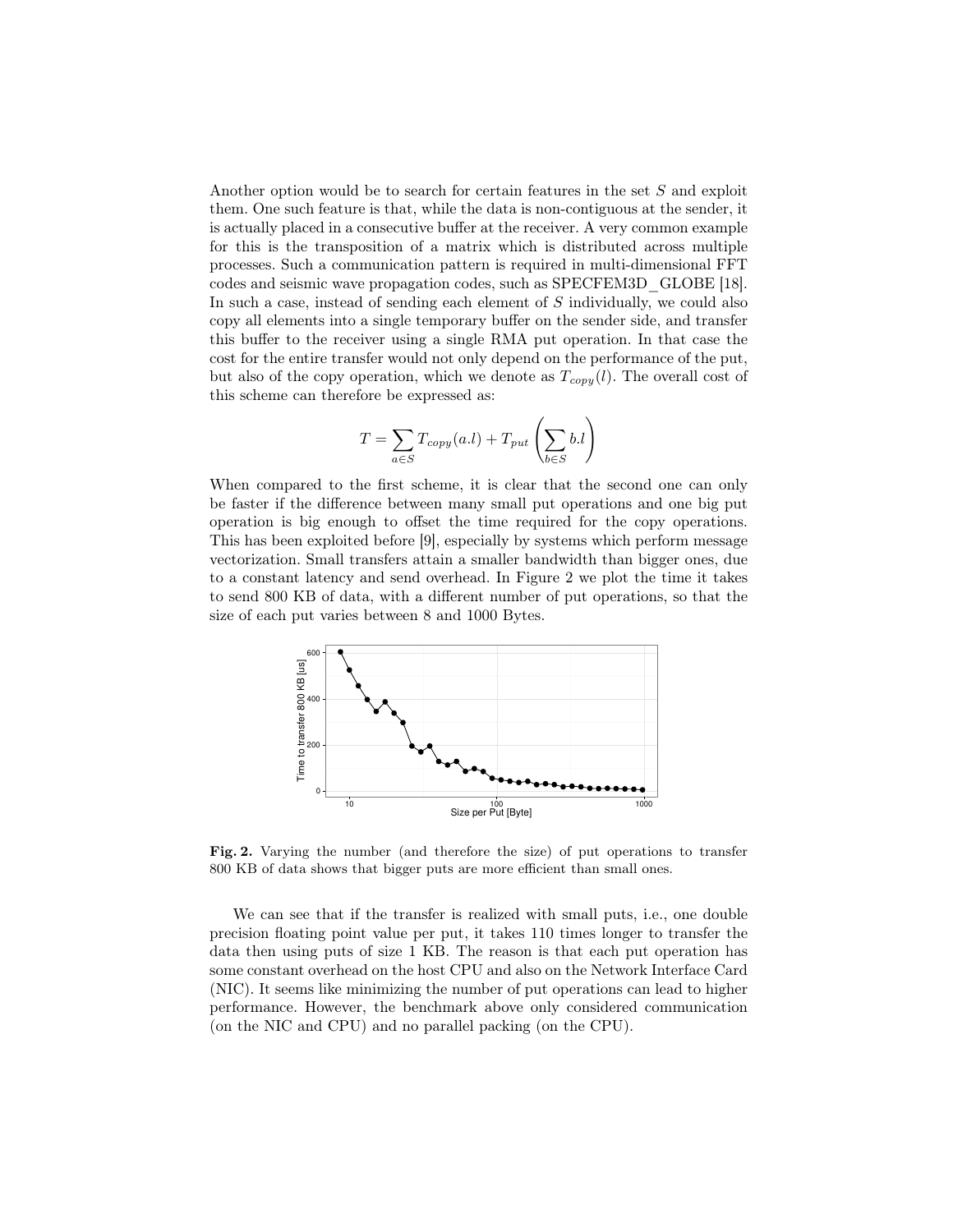Another option would be to search for certain features in the set $S$ and exploit them. One such feature is that, while the data is non-contiguous at the sender, it is actually placed in a consecutive buffer at the receiver. A very common example for this is the transposition of a matrix which is distributed across multiple processes. Such a communication pattern is required in multi-dimensional FFT codes and seismic wave propagation codes, such as SPECFEM3D_GLOBE [18]. In such a case, instead of sending each element of $S$ individually, we could also copy all elements into a single temporary buffer on the sender side, and transfer this buffer to the receiver using a single RMA put operation. In that case the cost for the entire transfer would not only depend on the performance of the put, but also of the copy operation, which we denote as $T_{copy}(l)$. The overall cost of this scheme can therefore be expressed as:

$$T = \sum_{a \in S} T_{copy}(a.l) + T_{put}\left(\sum_{b \in S} b.l\right)$$

When compared to the first scheme, it is clear that the second one can only be faster if the difference between many small put operations and one big put operation is big enough to offset the time required for the copy operations. This has been exploited before [9], especially by systems which perform message vectorization. Small transfers attain a smaller bandwidth than bigger ones, due to a constant latency and send overhead. In Figure 2 we plot the time it takes to send 800 KB of data, with a different number of put operations, so that the size of each put varies between 8 and 1000 Bytes.

Time to transfer 800 KB [us]
600
400
200
0
10
100
1000
Size per Put [Byte]

**Fig. 2.** Varying the number (and therefore the size) of put operations to transfer 800 KB of data shows that bigger puts are more efficient than small ones.

We can see that if the transfer is realized with small puts, i.e., one double precision floating point value per put, it takes 110 times longer to transfer the data then using puts of size 1 KB. The reason is that each put operation has some constant overhead on the host CPU and also on the Network Interface Card (NIC). It seems like minimizing the number of put operations can lead to higher performance. However, the benchmark above only considered communication (on the NIC and CPU) and no parallel packing (on the CPU).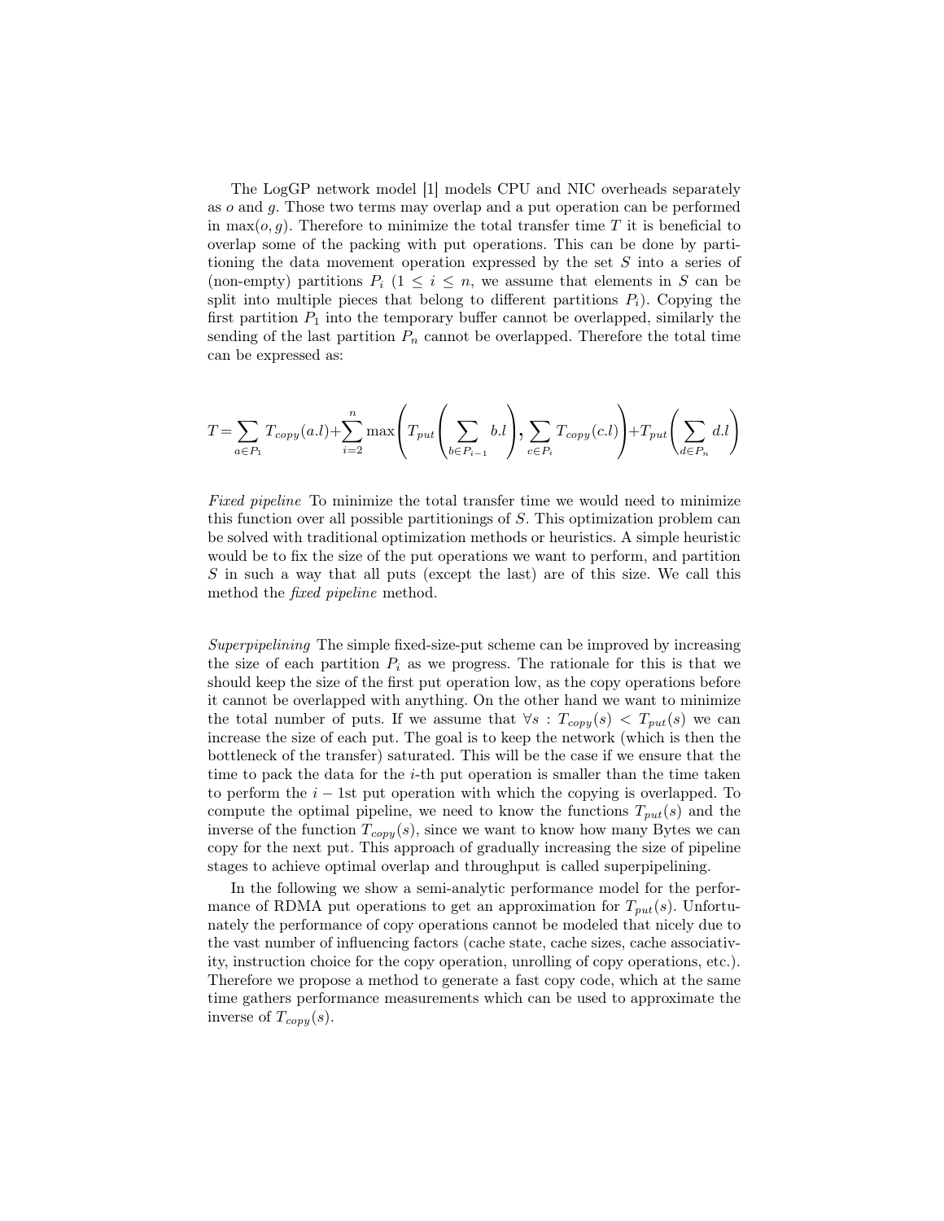The LogGP network model [1] models CPU and NIC overheads separately as $o$ and $g$. Those two terms may overlap and a put operation can be performed in $\max(o, g)$. Therefore to minimize the total transfer time $T$ it is beneficial to overlap some of the packing with put operations. This can be done by partitioning the data movement operation expressed by the set $S$ into a series of (non-empty) partitions $P_i$ ($1 \leq i \leq n$, we assume that elements in $S$ can be split into multiple pieces that belong to different partitions $P_i$). Copying the first partition $P_1$ into the temporary buffer cannot be overlapped, similarly the sending of the last partition $P_n$ cannot be overlapped. Therefore the total time can be expressed as:

$$T = \sum_{a \in P_1} T_{copy}(a.l) + \sum_{i=2}^{n} \max\left( T_{put}\left( \sum_{b \in P_{i-1}} b.l \right), \sum_{c \in P_i} T_{copy}(c.l) \right) + T_{put}\left( \sum_{d \in P_n} d.l \right)$$

*Fixed pipeline* To minimize the total transfer time we would need to minimize this function over all possible partitionings of $S$. This optimization problem can be solved with traditional optimization methods or heuristics. A simple heuristic would be to fix the size of the put operations we want to perform, and partition $S$ in such a way that all puts (except the last) are of this size. We call this method the *fixed pipeline* method.

*Superpipelining* The simple fixed-size-put scheme can be improved by increasing the size of each partition $P_i$ as we progress. The rationale for this is that we should keep the size of the first put operation low, as the copy operations before it cannot be overlapped with anything. On the other hand we want to minimize the total number of puts. If we assume that $\forall s : T_{copy}(s) < T_{put}(s)$ we can increase the size of each put. The goal is to keep the network (which is then the bottleneck of the transfer) saturated. This will be the case if we ensure that the time to pack the data for the $i$-th put operation is smaller than the time taken to perform the $i-1$st put operation with which the copying is overlapped. To compute the optimal pipeline, we need to know the functions $T_{put}(s)$ and the inverse of the function $T_{copy}(s)$, since we want to know how many Bytes we can copy for the next put. This approach of gradually increasing the size of pipeline stages to achieve optimal overlap and throughput is called superpipelining.

In the following we show a semi-analytic performance model for the performance of RDMA put operations to get an approximation for $T_{put}(s)$. Unfortunately the performance of copy operations cannot be modeled that nicely due to the vast number of influencing factors (cache state, cache sizes, cache associativity, instruction choice for the copy operation, unrolling of copy operations, etc.). Therefore we propose a method to generate a fast copy code, which at the same time gathers performance measurements which can be used to approximate the inverse of $T_{copy}(s)$.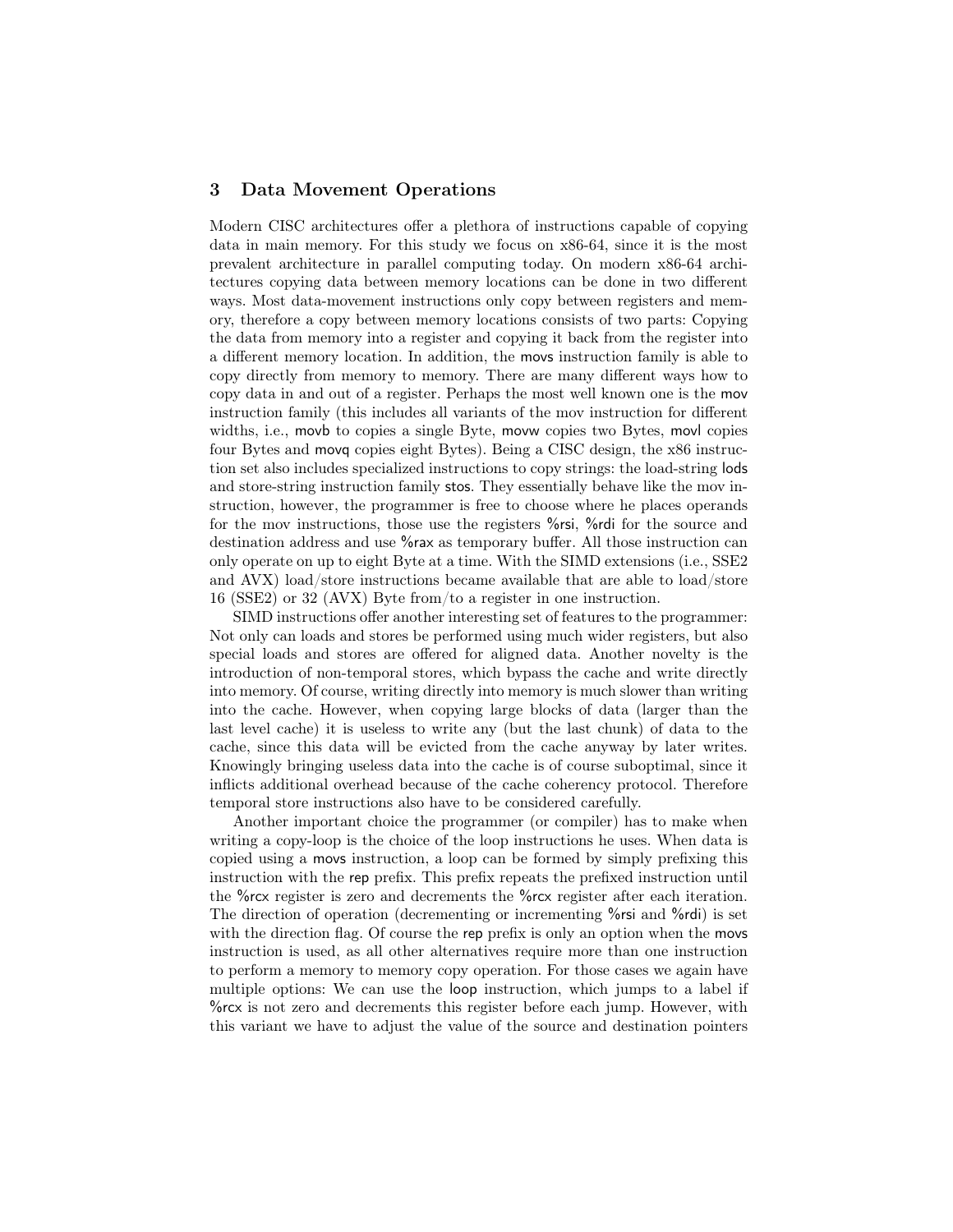## 3 Data Movement Operations

Modern CISC architectures offer a plethora of instructions capable of copying data in main memory. For this study we focus on x86-64, since it is the most prevalent architecture in parallel computing today. On modern x86-64 architectures copying data between memory locations can be done in two different ways. Most data-movement instructions only copy between registers and memory, therefore a copy between memory locations consists of two parts: Copying the data from memory into a register and copying it back from the register into a different memory location. In addition, the movs instruction family is able to copy directly from memory to memory. There are many different ways how to copy data in and out of a register. Perhaps the most well known one is the mov instruction family (this includes all variants of the mov instruction for different widths, i.e., movb to copies a single Byte, movw copies two Bytes, movl copies four Bytes and movq copies eight Bytes). Being a CISC design, the x86 instruction set also includes specialized instructions to copy strings: the load-string lods and store-string instruction family stos. They essentially behave like the mov instruction, however, the programmer is free to choose where he places operands for the mov instructions, those use the registers %rsi, %rdi for the source and destination address and use %rax as temporary buffer. All those instruction can only operate on up to eight Byte at a time. With the SIMD extensions (i.e., SSE2 and AVX) load/store instructions became available that are able to load/store 16 (SSE2) or 32 (AVX) Byte from/to a register in one instruction.

SIMD instructions offer another interesting set of features to the programmer: Not only can loads and stores be performed using much wider registers, but also special loads and stores are offered for aligned data. Another novelty is the introduction of non-temporal stores, which bypass the cache and write directly into memory. Of course, writing directly into memory is much slower than writing into the cache. However, when copying large blocks of data (larger than the last level cache) it is useless to write any (but the last chunk) of data to the cache, since this data will be evicted from the cache anyway by later writes. Knowingly bringing useless data into the cache is of course suboptimal, since it inflicts additional overhead because of the cache coherency protocol. Therefore temporal store instructions also have to be considered carefully.

Another important choice the programmer (or compiler) has to make when writing a copy-loop is the choice of the loop instructions he uses. When data is copied using a movs instruction, a loop can be formed by simply prefixing this instruction with the rep prefix. This prefix repeats the prefixed instruction until the %rcx register is zero and decrements the %rcx register after each iteration. The direction of operation (decrementing or incrementing %rsi and %rdi) is set with the direction flag. Of course the rep prefix is only an option when the movs instruction is used, as all other alternatives require more than one instruction to perform a memory to memory copy operation. For those cases we again have multiple options: We can use the loop instruction, which jumps to a label if %rcx is not zero and decrements this register before each jump. However, with this variant we have to adjust the value of the source and destination pointers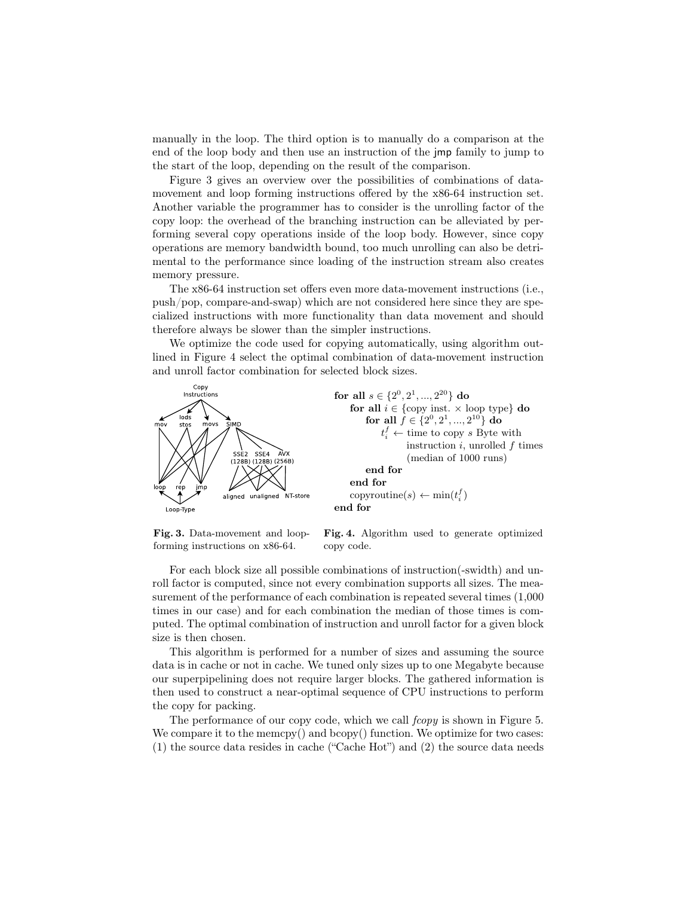manually in the loop. The third option is to manually do a comparison at the end of the loop body and then use an instruction of the jmp family to jump to the start of the loop, depending on the result of the comparison.

Figure 3 gives an overview over the possibilities of combinations of data-movement and loop forming instructions offered by the x86-64 instruction set. Another variable the programmer has to consider is the unrolling factor of the copy loop: the overhead of the branching instruction can be alleviated by performing several copy operations inside of the loop body. However, since copy operations are memory bandwidth bound, too much unrolling can also be detrimental to the performance since loading of the instruction stream also creates memory pressure.

The x86-64 instruction set offers even more data-movement instructions (i.e., push/pop, compare-and-swap) which are not considered here since they are specialized instructions with more functionality than data movement and should therefore always be slower than the simpler instructions.

We optimize the code used for copying automatically, using algorithm outlined in Figure 4 select the optimal combination of data-movement instruction and unroll factor combination for selected block sizes.

Copy Instructions

mov
lods stos
movs
SIMD
SSE2 (128B)
SSE4 (128B)
AVX (256B)
loop
rep
jmp
Loop-Type
aligned
unaligned
NT-store

**Fig. 3.** Data-movement and loop-forming instructions on x86-64.

**for all** $s \in \{2^0, 2^1, ..., 2^{20}\}$ **do**
  **for all** $i \in$ {copy inst. × loop type} **do**
    **for all** $f \in \{2^0, 2^1, ..., 2^{10}\}$ **do**
      $t_i^f \leftarrow$ time to copy $s$ Byte with instruction $i$, unrolled $f$ times (median of 1000 runs)
    **end for**
  **end for**
  copyroutine($s$) $\leftarrow \min(t_i^f)$
**end for**

**Fig. 4.** Algorithm used to generate optimized copy code.

For each block size all possible combinations of instruction(-swidth) and unroll factor is computed, since not every combination supports all sizes. The measurement of the performance of each combination is repeated several times (1,000 times in our case) and for each combination the median of those times is computed. The optimal combination of instruction and unroll factor for a given block size is then chosen.

This algorithm is performed for a number of sizes and assuming the source data is in cache or not in cache. We tuned only sizes up to one Megabyte because our superpipelining does not require larger blocks. The gathered information is then used to construct a near-optimal sequence of CPU instructions to perform the copy for packing.

The performance of our copy code, which we call *fcopy* is shown in Figure 5. We compare it to the memcpy() and bcopy() function. We optimize for two cases: (1) the source data resides in cache ("Cache Hot") and (2) the source data needs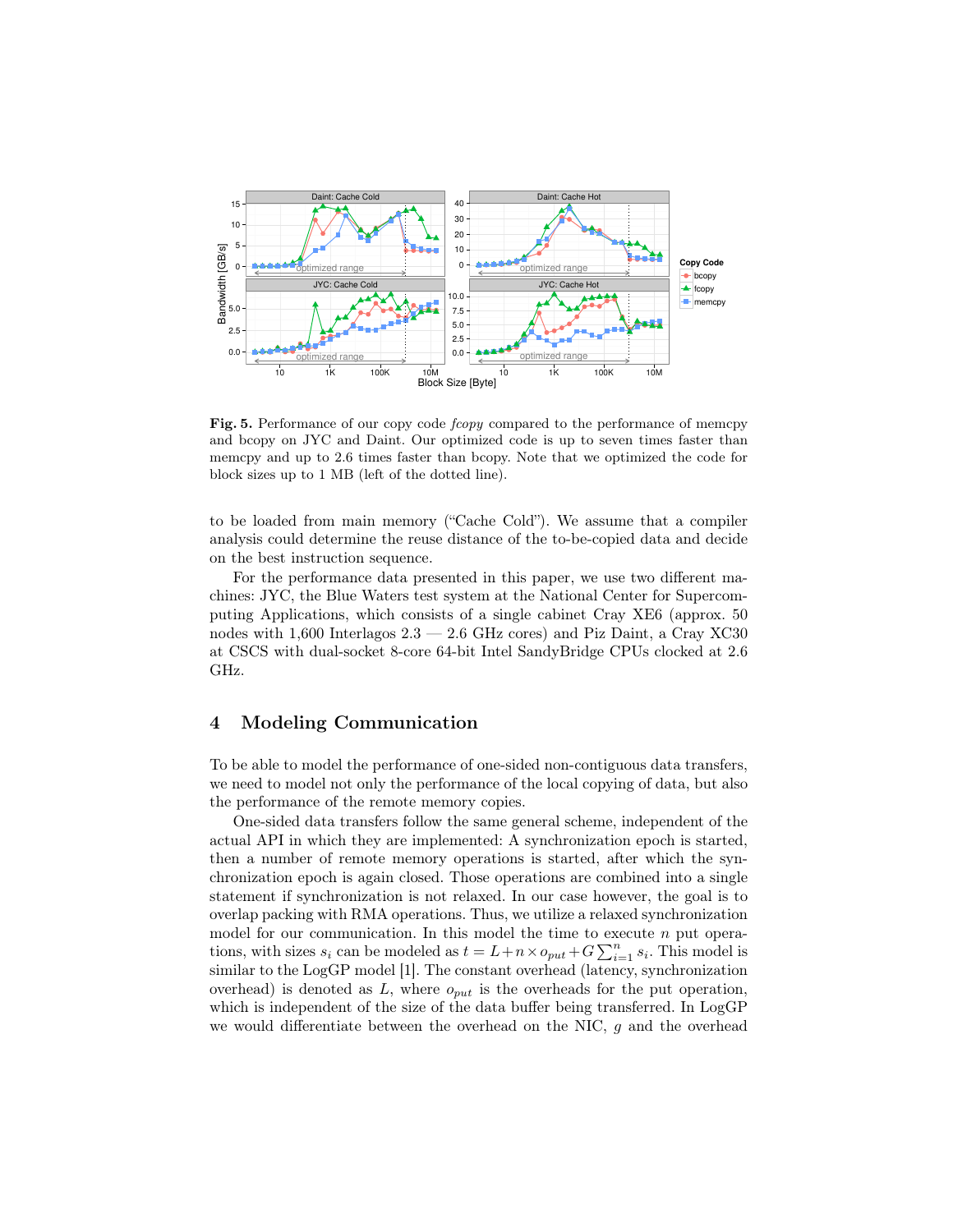Daint: Cache Cold
Daint: Cache Hot
JYC: Cache Cold
JYC: Cache Hot
Bandwidth [GB/s]
Block Size [Byte]
optimized range
10 1K 100K 10M
Copy Code
bcopy
fcopy
memcpy

**Fig. 5.** Performance of our copy code *fcopy* compared to the performance of memcpy and bcopy on JYC and Daint. Our optimized code is up to seven times faster than memcpy and up to 2.6 times faster than bcopy. Note that we optimized the code for block sizes up to 1 MB (left of the dotted line).

to be loaded from main memory ("Cache Cold"). We assume that a compiler analysis could determine the reuse distance of the to-be-copied data and decide on the best instruction sequence.

For the performance data presented in this paper, we use two different machines: JYC, the Blue Waters test system at the National Center for Supercomputing Applications, which consists of a single cabinet Cray XE6 (approx. 50 nodes with 1,600 Interlagos 2.3 — 2.6 GHz cores) and Piz Daint, a Cray XC30 at CSCS with dual-socket 8-core 64-bit Intel SandyBridge CPUs clocked at 2.6 GHz.

## 4 Modeling Communication

To be able to model the performance of one-sided non-contiguous data transfers, we need to model not only the performance of the local copying of data, but also the performance of the remote memory copies.

One-sided data transfers follow the same general scheme, independent of the actual API in which they are implemented: A synchronization epoch is started, then a number of remote memory operations is started, after which the synchronization epoch is again closed. Those operations are combined into a single statement if synchronization is not relaxed. In our case however, the goal is to overlap packing with RMA operations. Thus, we utilize a relaxed synchronization model for our communication. In this model the time to execute $n$ put operations, with sizes $s_i$ can be modeled as $t = L + n \times o_{put} + G \sum_{i=1}^{n} s_i$. This model is similar to the LogGP model [1]. The constant overhead (latency, synchronization overhead) is denoted as $L$, where $o_{put}$ is the overheads for the put operation, which is independent of the size of the data buffer being transferred. In LogGP we would differentiate between the overhead on the NIC, $g$ and the overhead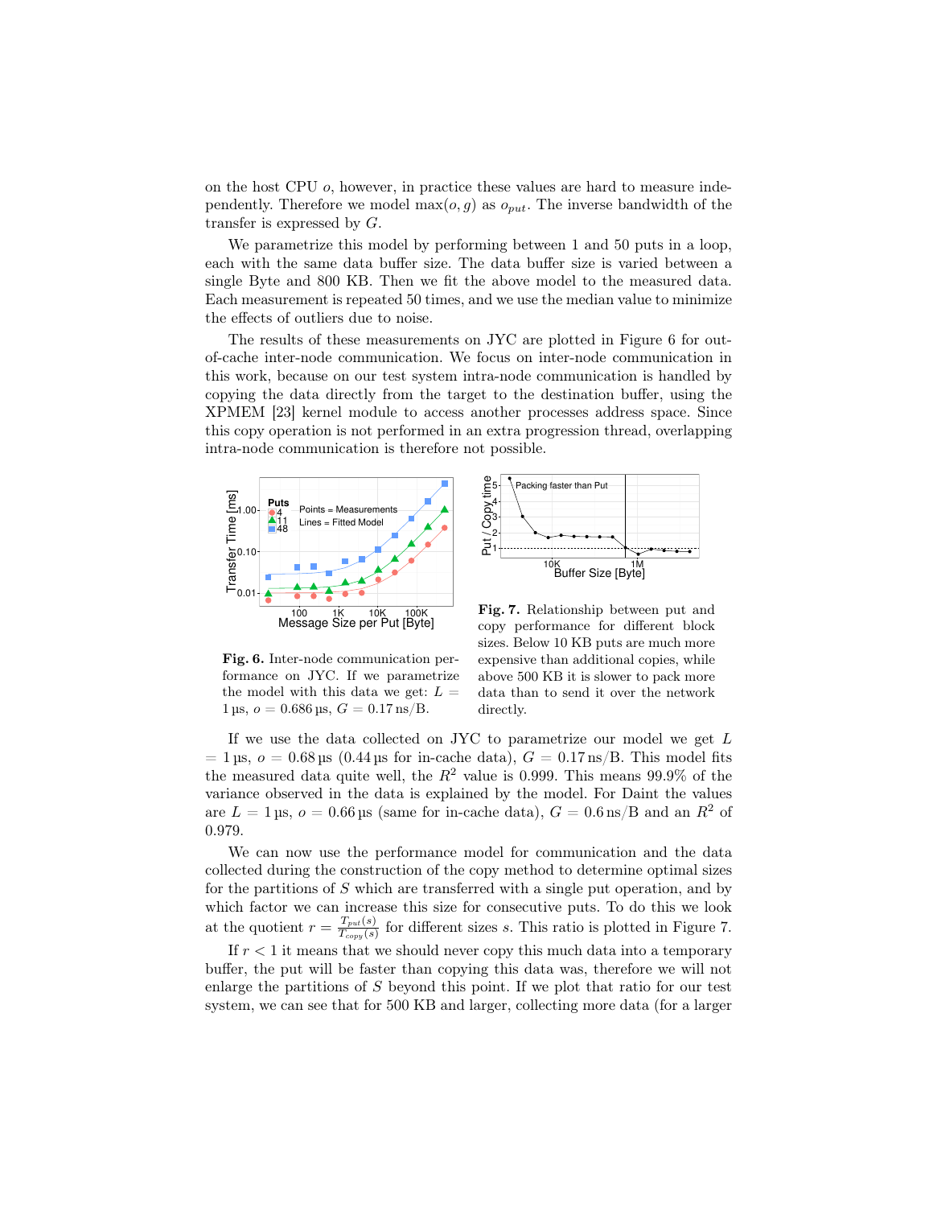on the host CPU $o$, however, in practice these values are hard to measure independently. Therefore we model $\max(o, g)$ as $o_{put}$. The inverse bandwidth of the transfer is expressed by $G$.

We parametrize this model by performing between 1 and 50 puts in a loop, each with the same data buffer size. The data buffer size is varied between a single Byte and 800 KB. Then we fit the above model to the measured data. Each measurement is repeated 50 times, and we use the median value to minimize the effects of outliers due to noise.

The results of these measurements on JYC are plotted in Figure 6 for out-of-cache inter-node communication. We focus on inter-node communication in this work, because on our test system intra-node communication is handled by copying the data directly from the target to the destination buffer, using the XPMEM [23] kernel module to access another processes address space. Since this copy operation is not performed in an extra progression thread, overlapping intra-node communication is therefore not possible.

Transfer Time [ms]
1.00
0.10
0.01
100
1K
10K
100K
Message Size per Put [Byte]
Puts
4
11
48
Points = Measurements
Lines = Fitted Model

**Fig. 6.** Inter-node communication performance on JYC. If we parametrize the model with this data we get: $L$ = 1 µs, $o$ = 0.686 µs, $G$ = 0.17 ns/B.

Put / Copy time
5
4
3
2
1
Packing faster than Put
10K
1M
Buffer Size [Byte]

**Fig. 7.** Relationship between put and copy performance for different block sizes. Below 10 KB puts are much more expensive than additional copies, while above 500 KB it is slower to pack more data than to send it over the network directly.

If we use the data collected on JYC to parametrize our model we get $L$ = 1 µs, $o$ = 0.68 µs (0.44 µs for in-cache data), $G$ = 0.17 ns/B. This model fits the measured data quite well, the $R^2$ value is 0.999. This means 99.9% of the variance observed in the data is explained by the model. For Daint the values are $L$ = 1 µs, $o$ = 0.66 µs (same for in-cache data), $G$ = 0.6 ns/B and an $R^2$ of 0.979.

We can now use the performance model for communication and the data collected during the construction of the copy method to determine optimal sizes for the partitions of $S$ which are transferred with a single put operation, and by which factor we can increase this size for consecutive puts. To do this we look at the quotient $r = \frac{T_{put}(s)}{T_{copy}(s)}$ for different sizes $s$. This ratio is plotted in Figure 7.

If $r < 1$ it means that we should never copy this much data into a temporary buffer, the put will be faster than copying this data was, therefore we will not enlarge the partitions of $S$ beyond this point. If we plot that ratio for our test system, we can see that for 500 KB and larger, collecting more data (for a larger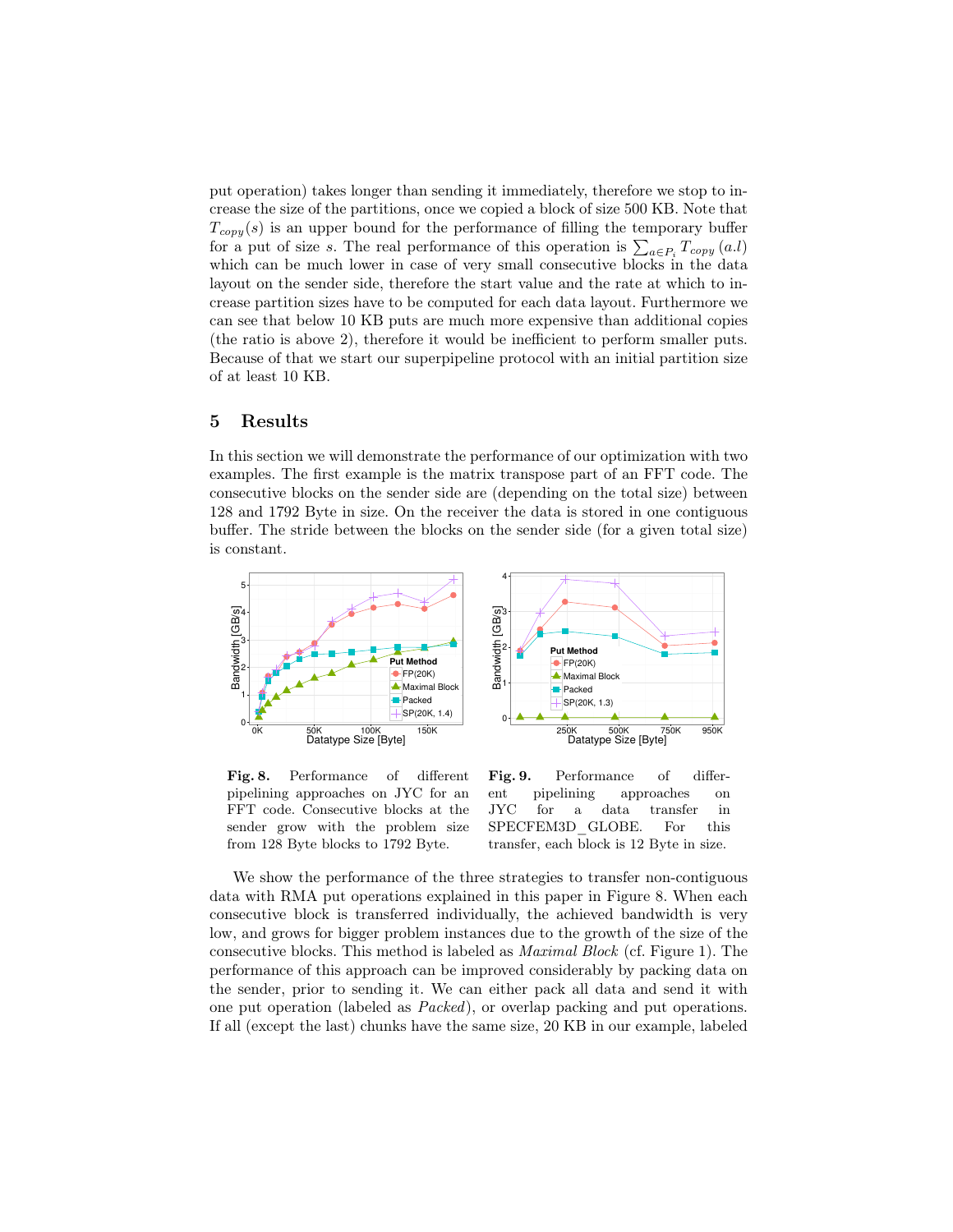put operation) takes longer than sending it immediately, therefore we stop to increase the size of the partitions, once we copied a block of size 500 KB. Note that $T_{copy}(s)$ is an upper bound for the performance of filling the temporary buffer for a put of size $s$. The real performance of this operation is $\sum_{a \in P_i} T_{copy}(a.l)$ which can be much lower in case of very small consecutive blocks in the data layout on the sender side, therefore the start value and the rate at which to increase partition sizes have to be computed for each data layout. Furthermore we can see that below 10 KB puts are much more expensive than additional copies (the ratio is above 2), therefore it would be inefficient to perform smaller puts. Because of that we start our superpipeline protocol with an initial partition size of at least 10 KB.

## 5 Results

In this section we will demonstrate the performance of our optimization with two examples. The first example is the matrix transpose part of an FFT code. The consecutive blocks on the sender side are (depending on the total size) between 128 and 1792 Byte in size. On the receiver the data is stored in one contiguous buffer. The stride between the blocks on the sender side (for a given total size) is constant.

Bandwidth [GB/s]
Datatype Size [Byte]
0K
50K
100K
150K
Put Method
FP(20K)
Maximal Block
Packed
SP(20K, 1.4)

**Fig. 8.** Performance of different pipelining approaches on JYC for an FFT code. Consecutive blocks at the sender grow with the problem size from 128 Byte blocks to 1792 Byte.

Bandwidth [GB/s]
Datatype Size [Byte]
250K
500K
750K
950K
Put Method
FP(20K)
Maximal Block
Packed
SP(20K, 1.3)

**Fig. 9.** Performance of different pipelining approaches on JYC for a data transfer in SPECFEM3D_GLOBE. For this transfer, each block is 12 Byte in size.

We show the performance of the three strategies to transfer non-contiguous data with RMA put operations explained in this paper in Figure 8. When each consecutive block is transferred individually, the achieved bandwidth is very low, and grows for bigger problem instances due to the growth of the size of the consecutive blocks. This method is labeled as *Maximal Block* (cf. Figure 1). The performance of this approach can be improved considerably by packing data on the sender, prior to sending it. We can either pack all data and send it with one put operation (labeled as *Packed*), or overlap packing and put operations. If all (except the last) chunks have the same size, 20 KB in our example, labeled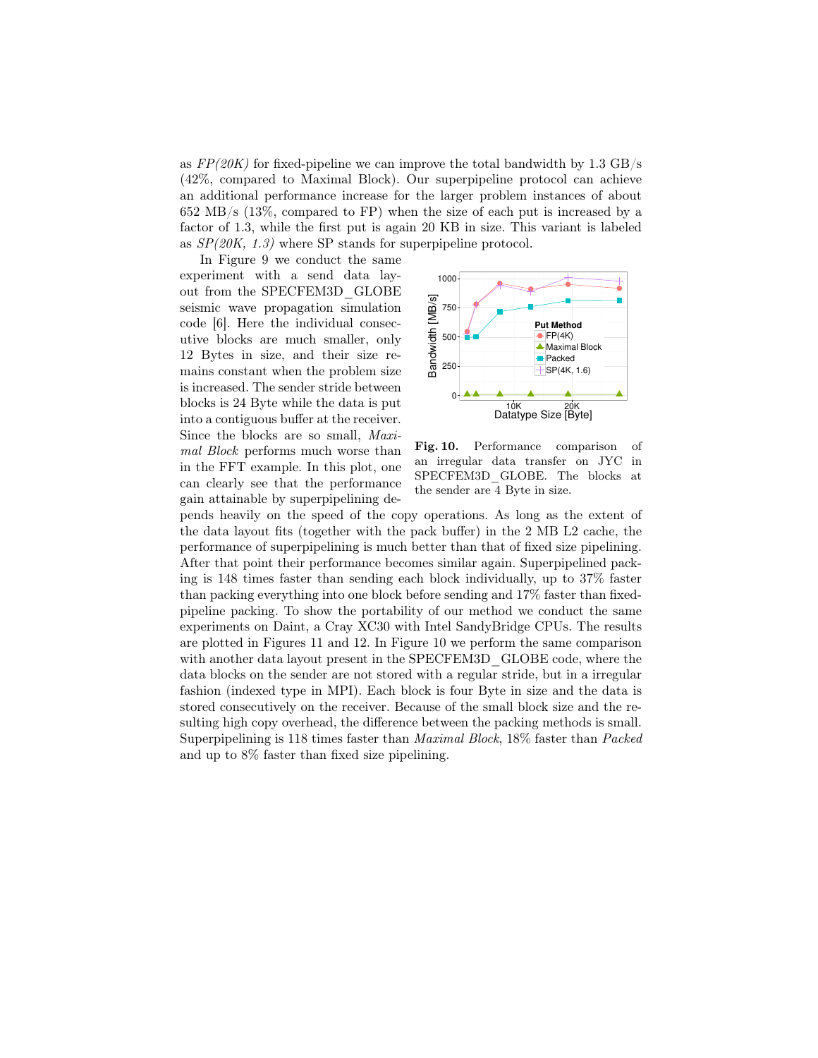as *FP(20K)* for fixed-pipeline we can improve the total bandwidth by 1.3 GB/s (42%, compared to Maximal Block). Our superpipeline protocol can achieve an additional performance increase for the larger problem instances of about 652 MB/s (13%, compared to FP) when the size of each put is increased by a factor of 1.3, while the first put is again 20 KB in size. This variant is labeled as *SP(20K, 1.3)* where SP stands for superpipeline protocol.

In Figure 9 we conduct the same experiment with a send data layout from the SPECFEM3D_GLOBE seismic wave propagation simulation code [6]. Here the individual consecutive blocks are much smaller, only 12 Bytes in size, and their size remains constant when the problem size is increased. The sender stride between blocks is 24 Byte while the data is put into a contiguous buffer at the receiver. Since the blocks are so small, *Maximal Block* performs much worse than in the FFT example. In this plot, one can clearly see that the performance gain attainable by superpipelining depends heavily on the speed of the copy operations. As long as the extent of the data layout fits (together with the pack buffer) in the 2 MB L2 cache, the performance of superpipelining is much better than that of fixed size pipelining. After that point their performance becomes similar again. Superpipelined packing is 148 times faster than sending each block individually, up to 37% faster than packing everything into one block before sending and 17% faster than fixed-pipeline packing. To show the portability of our method we conduct the same experiments on Daint, a Cray XC30 with Intel SandyBridge CPUs. The results are plotted in Figures 11 and 12. In Figure 10 we perform the same comparison with another data layout present in the SPECFEM3D_GLOBE code, where the data blocks on the sender are not stored with a regular stride, but in a irregular fashion (indexed type in MPI). Each block is four Byte in size and the data is stored consecutively on the receiver. Because of the small block size and the resulting high copy overhead, the difference between the packing methods is small. Superpipelining is 118 times faster than *Maximal Block*, 18% faster than *Packed* and up to 8% faster than fixed size pipelining.

Bandwidth [MB/s]
1000
750
500
250
0
10K
20K
Datatype Size [Byte]
Put Method
FP(4K)
Maximal Block
Packed
SP(4K, 1.6)

**Fig. 10.** Performance comparison of an irregular data transfer on JYC in SPECFEM3D_GLOBE. The blocks at the sender are 4 Byte in size.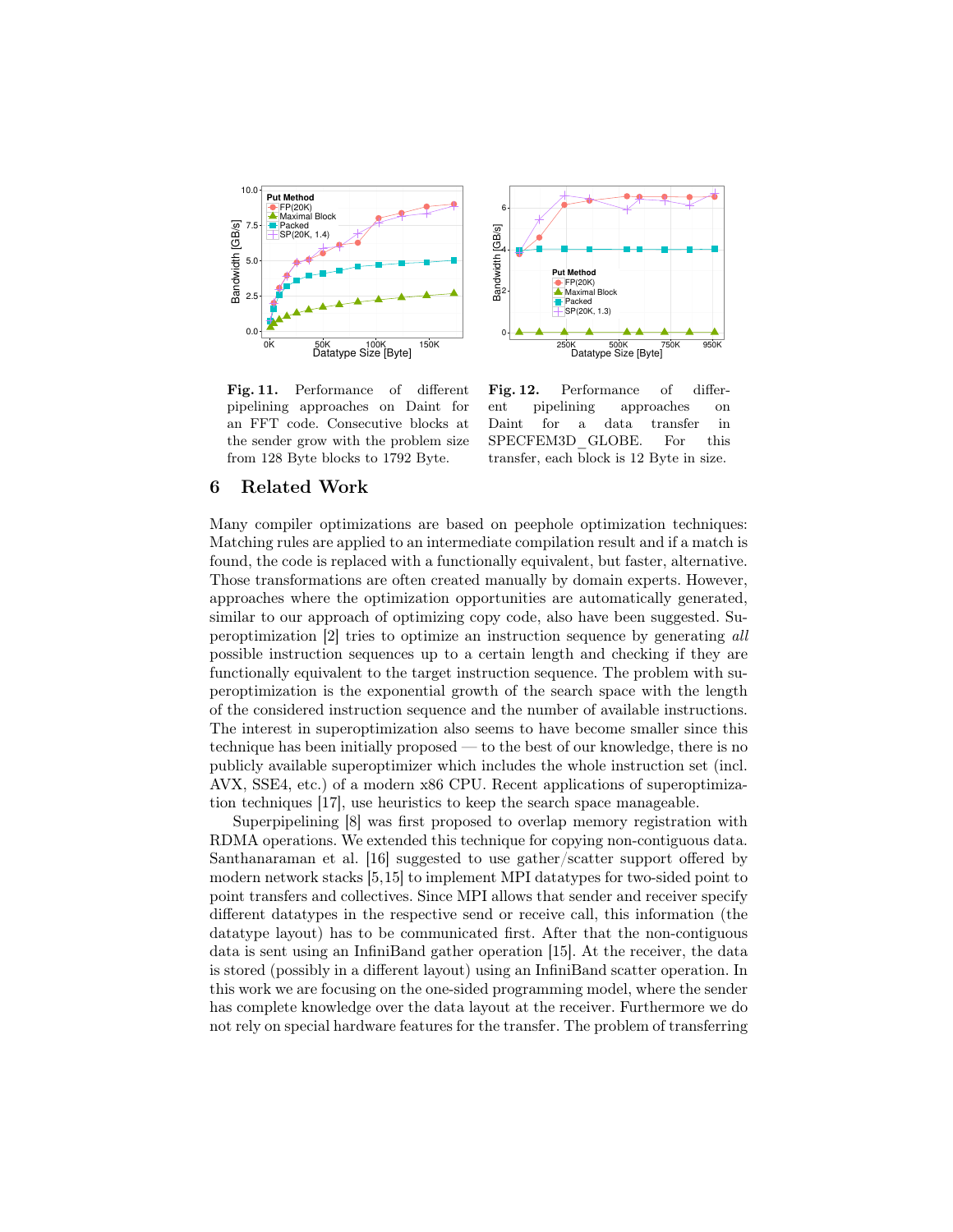Put Method
FP(20K)
Maximal Block
Packed
SP(20K, 1.4)

Bandwidth [GB/s]
10.0
7.5
5.0
2.5
0.0
0K 50K 100K 150K
Datatype Size [Byte]

**Fig. 11.** Performance of different pipelining approaches on Daint for an FFT code. Consecutive blocks at the sender grow with the problem size from 128 Byte blocks to 1792 Byte.

Put Method
FP(20K)
Maximal Block
Packed
SP(20K, 1.3)

Bandwidth [GB/s]
6
4
2
0
250K 500K 750K 950K
Datatype Size [Byte]

**Fig. 12.** Performance of different pipelining approaches on Daint for a data transfer in SPECFEM3D_GLOBE. For this transfer, each block is 12 Byte in size.

## 6 Related Work

Many compiler optimizations are based on peephole optimization techniques: Matching rules are applied to an intermediate compilation result and if a match is found, the code is replaced with a functionally equivalent, but faster, alternative. Those transformations are often created manually by domain experts. However, approaches where the optimization opportunities are automatically generated, similar to our approach of optimizing copy code, also have been suggested. Superoptimization [2] tries to optimize an instruction sequence by generating *all* possible instruction sequences up to a certain length and checking if they are functionally equivalent to the target instruction sequence. The problem with superoptimization is the exponential growth of the search space with the length of the considered instruction sequence and the number of available instructions. The interest in superoptimization also seems to have become smaller since this technique has been initially proposed — to the best of our knowledge, there is no publicly available superoptimizer which includes the whole instruction set (incl. AVX, SSE4, etc.) of a modern x86 CPU. Recent applications of superoptimization techniques [17], use heuristics to keep the search space manageable.

Superpipelining [8] was first proposed to overlap memory registration with RDMA operations. We extended this technique for copying non-contiguous data. Santhanaraman et al. [16] suggested to use gather/scatter support offered by modern network stacks [5,15] to implement MPI datatypes for two-sided point to point transfers and collectives. Since MPI allows that sender and receiver specify different datatypes in the respective send or receive call, this information (the datatype layout) has to be communicated first. After that the non-contiguous data is sent using an InfiniBand gather operation [15]. At the receiver, the data is stored (possibly in a different layout) using an InfiniBand scatter operation. In this work we are focusing on the one-sided programming model, where the sender has complete knowledge over the data layout at the receiver. Furthermore we do not rely on special hardware features for the transfer. The problem of transferring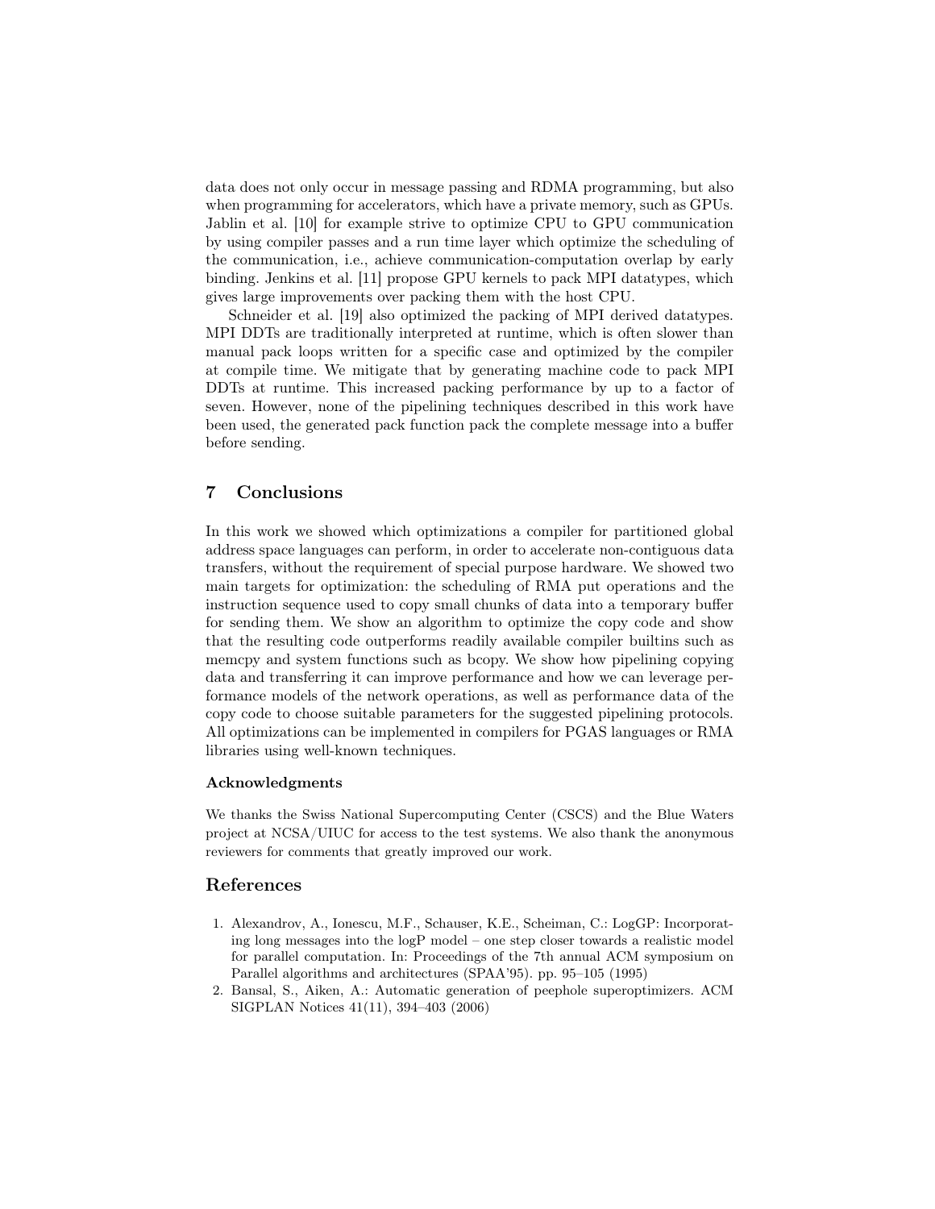data does not only occur in message passing and RDMA programming, but also when programming for accelerators, which have a private memory, such as GPUs. Jablin et al. [10] for example strive to optimize CPU to GPU communication by using compiler passes and a run time layer which optimize the scheduling of the communication, i.e., achieve communication-computation overlap by early binding. Jenkins et al. [11] propose GPU kernels to pack MPI datatypes, which gives large improvements over packing them with the host CPU.

Schneider et al. [19] also optimized the packing of MPI derived datatypes. MPI DDTs are traditionally interpreted at runtime, which is often slower than manual pack loops written for a specific case and optimized by the compiler at compile time. We mitigate that by generating machine code to pack MPI DDTs at runtime. This increased packing performance by up to a factor of seven. However, none of the pipelining techniques described in this work have been used, the generated pack function pack the complete message into a buffer before sending.

## 7 Conclusions

In this work we showed which optimizations a compiler for partitioned global address space languages can perform, in order to accelerate non-contiguous data transfers, without the requirement of special purpose hardware. We showed two main targets for optimization: the scheduling of RMA put operations and the instruction sequence used to copy small chunks of data into a temporary buffer for sending them. We show an algorithm to optimize the copy code and show that the resulting code outperforms readily available compiler builtins such as memcpy and system functions such as bcopy. We show how pipelining copying data and transferring it can improve performance and how we can leverage performance models of the network operations, as well as performance data of the copy code to choose suitable parameters for the suggested pipelining protocols. All optimizations can be implemented in compilers for PGAS languages or RMA libraries using well-known techniques.

#### Acknowledgments

We thanks the Swiss National Supercomputing Center (CSCS) and the Blue Waters project at NCSA/UIUC for access to the test systems. We also thank the anonymous reviewers for comments that greatly improved our work.

## References

1. Alexandrov, A., Ionescu, M.F., Schauser, K.E., Scheiman, C.: LogGP: Incorporating long messages into the logP model – one step closer towards a realistic model for parallel computation. In: Proceedings of the 7th annual ACM symposium on Parallel algorithms and architectures (SPAA'95). pp. 95–105 (1995)
2. Bansal, S., Aiken, A.: Automatic generation of peephole superoptimizers. ACM SIGPLAN Notices 41(11), 394–403 (2006)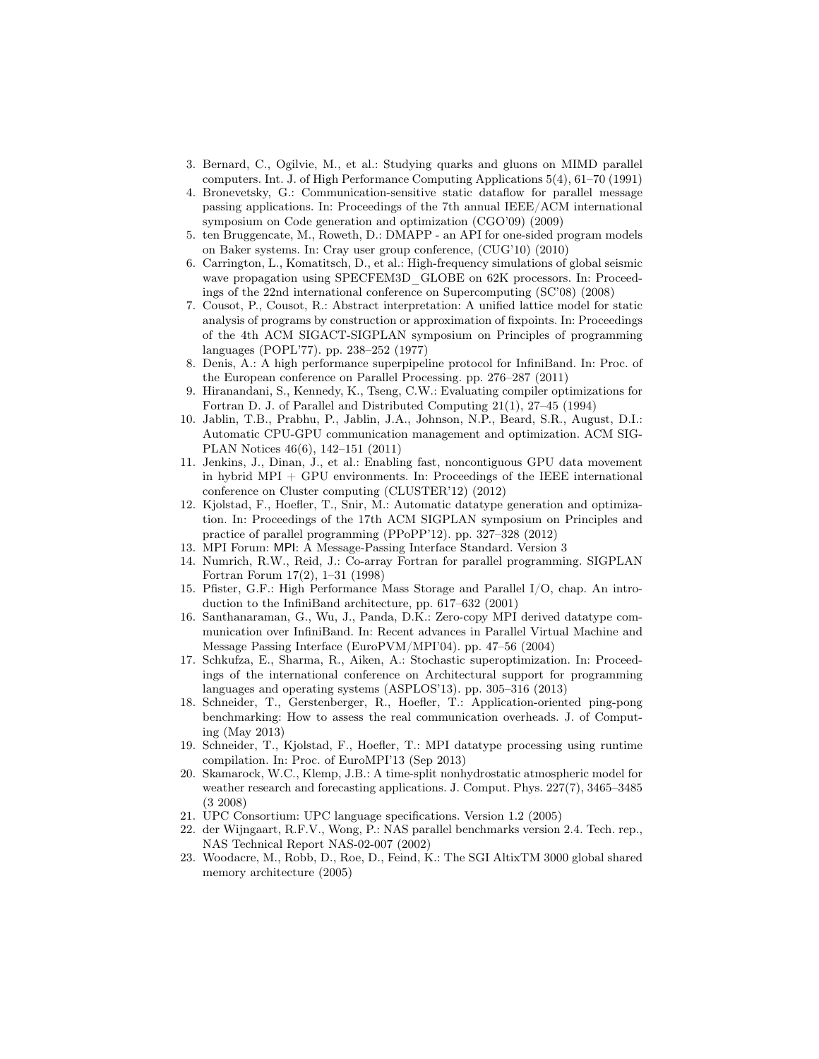3. Bernard, C., Ogilvie, M., et al.: Studying quarks and gluons on MIMD parallel computers. Int. J. of High Performance Computing Applications 5(4), 61–70 (1991)
4. Bronevetsky, G.: Communication-sensitive static dataflow for parallel message passing applications. In: Proceedings of the 7th annual IEEE/ACM international symposium on Code generation and optimization (CGO'09) (2009)
5. ten Bruggencate, M., Roweth, D.: DMAPP - an API for one-sided program models on Baker systems. In: Cray user group conference, (CUG'10) (2010)
6. Carrington, L., Komatitsch, D., et al.: High-frequency simulations of global seismic wave propagation using SPECFEM3D_GLOBE on 62K processors. In: Proceedings of the 22nd international conference on Supercomputing (SC'08) (2008)
7. Cousot, P., Cousot, R.: Abstract interpretation: A unified lattice model for static analysis of programs by construction or approximation of fixpoints. In: Proceedings of the 4th ACM SIGACT-SIGPLAN symposium on Principles of programming languages (POPL'77). pp. 238–252 (1977)
8. Denis, A.: A high performance superpipeline protocol for InfiniBand. In: Proc. of the European conference on Parallel Processing. pp. 276–287 (2011)
9. Hiranandani, S., Kennedy, K., Tseng, C.W.: Evaluating compiler optimizations for Fortran D. J. of Parallel and Distributed Computing 21(1), 27–45 (1994)
10. Jablin, T.B., Prabhu, P., Jablin, J.A., Johnson, N.P., Beard, S.R., August, D.I.: Automatic CPU-GPU communication management and optimization. ACM SIGPLAN Notices 46(6), 142–151 (2011)
11. Jenkins, J., Dinan, J., et al.: Enabling fast, noncontiguous GPU data movement in hybrid MPI + GPU environments. In: Proceedings of the IEEE international conference on Cluster computing (CLUSTER'12) (2012)
12. Kjolstad, F., Hoefler, T., Snir, M.: Automatic datatype generation and optimization. In: Proceedings of the 17th ACM SIGPLAN symposium on Principles and practice of parallel programming (PPoPP'12). pp. 327–328 (2012)
13. MPI Forum: MPI: A Message-Passing Interface Standard. Version 3
14. Numrich, R.W., Reid, J.: Co-array Fortran for parallel programming. SIGPLAN Fortran Forum 17(2), 1–31 (1998)
15. Pfister, G.F.: High Performance Mass Storage and Parallel I/O, chap. An introduction to the InfiniBand architecture, pp. 617–632 (2001)
16. Santhanaraman, G., Wu, J., Panda, D.K.: Zero-copy MPI derived datatype communication over InfiniBand. In: Recent advances in Parallel Virtual Machine and Message Passing Interface (EuroPVM/MPI'04). pp. 47–56 (2004)
17. Schkufza, E., Sharma, R., Aiken, A.: Stochastic superoptimization. In: Proceedings of the international conference on Architectural support for programming languages and operating systems (ASPLOS'13). pp. 305–316 (2013)
18. Schneider, T., Gerstenberger, R., Hoefler, T.: Application-oriented ping-pong benchmarking: How to assess the real communication overheads. J. of Computing (May 2013)
19. Schneider, T., Kjolstad, F., Hoefler, T.: MPI datatype processing using runtime compilation. In: Proc. of EuroMPI'13 (Sep 2013)
20. Skamarock, W.C., Klemp, J.B.: A time-split nonhydrostatic atmospheric model for weather research and forecasting applications. J. Comput. Phys. 227(7), 3465–3485 (3 2008)
21. UPC Consortium: UPC language specifications. Version 1.2 (2005)
22. der Wijngaart, R.F.V., Wong, P.: NAS parallel benchmarks version 2.4. Tech. rep., NAS Technical Report NAS-02-007 (2002)
23. Woodacre, M., Robb, D., Roe, D., Feind, K.: The SGI AltixTM 3000 global shared memory architecture (2005)